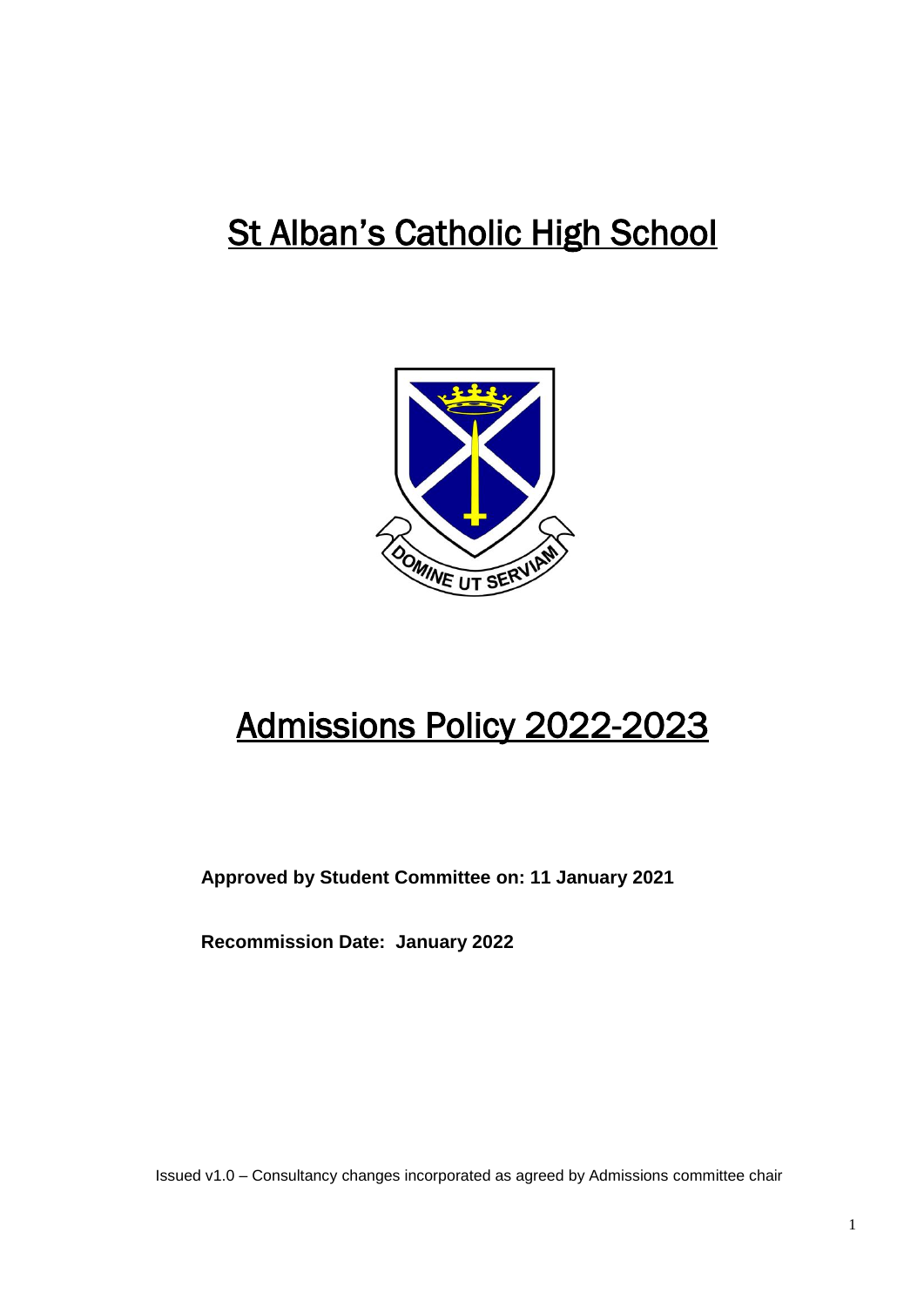# St Alban's Catholic High School

# Admissions Policy 2022-2023

**Approved by Student Committee on: 11 January 2021**

**Recommission Date: January 2022**

Issued v1.0 – Consultancy changes incorporated as agreed by Admissions committee chair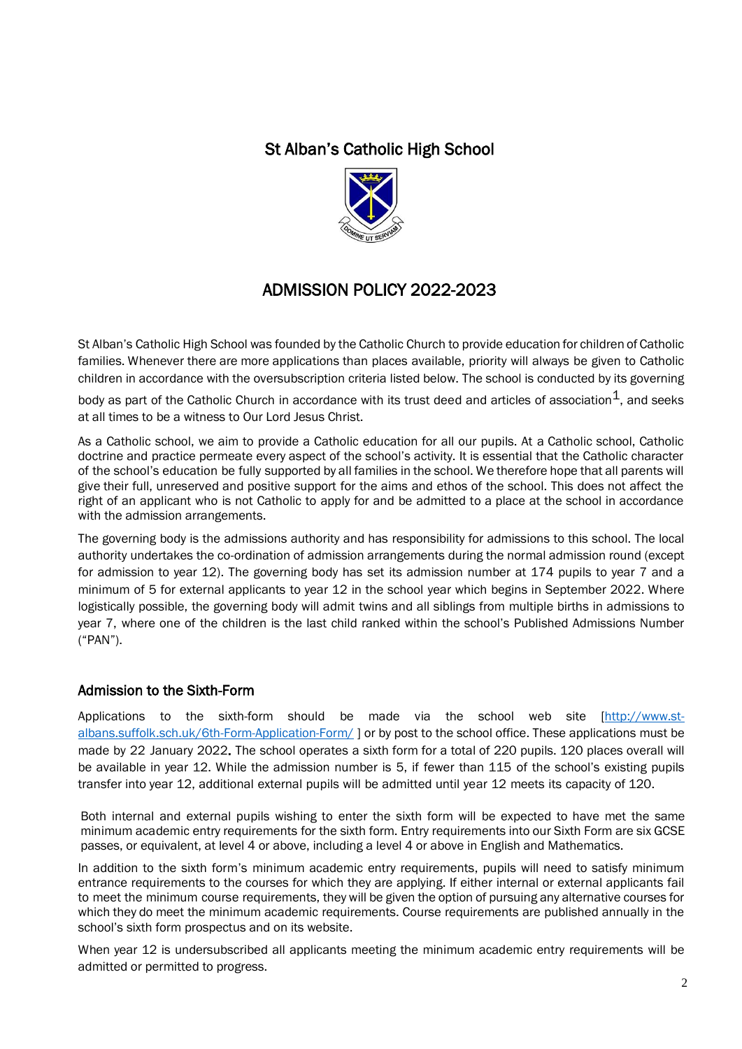# St Alban's Catholic High School

# ADMISSION POLICY 2022-2023

St Alban's Catholic High School was founded by the Catholic Church to provide education for children of Catholic families. Whenever there are more applications than places available, priority will always be given to Catholic children in accordance with the oversubscription criteria listed below. The school is conducted by its governing body as part of the Catholic Church in accordance with its trust deed and articles of association[1], and seeks at all times to be a witness to Our Lord Jesus Christ.

As a Catholic school, we aim to provide a Catholic education for all our pupils. At a Catholic school, Catholic doctrine and practice permeate every aspect of the school's activity. It is essential that the Catholic character of the school's education be fully supported by all families in the school. We therefore hope that all parents will give their full, unreserved and positive support for the aims and ethos of the school. This does not affect the right of an applicant who is not Catholic to apply for and be admitted to a place at the school in accordance with the admission arrangements.

The governing body is the admissions authority and has responsibility for admissions to this school. The local authority undertakes the co-ordination of admission arrangements during the normal admission round (except for admission to year 12). The governing body has set its admission number at 174 pupils to year 7 and a minimum of 5 for external applicants to year 12 in the school year which begins in September 2022. Where logistically possible, the governing body will admit twins and all siblings from multiple births in admissions to year 7, where one of the children is the last child ranked within the school's Published Admissions Number ("PAN").

## Admission to the Sixth-Form

Applications to the sixth-form should be made via the school web site [http://www.st-albans.suffolk.sch.uk/6th-Form-Application-Form/ ] or by post to the school office. These applications must be made by 22 January 2022**.** The school operates a sixth form for a total of 220 pupils. 120 places overall will be available in year 12. While the admission number is 5, if fewer than 115 of the school's existing pupils transfer into year 12, additional external pupils will be admitted until year 12 meets its capacity of 120.

Both internal and external pupils wishing to enter the sixth form will be expected to have met the same minimum academic entry requirements for the sixth form. Entry requirements into our Sixth Form are six GCSE passes, or equivalent, at level 4 or above, including a level 4 or above in English and Mathematics.

In addition to the sixth form's minimum academic entry requirements, pupils will need to satisfy minimum entrance requirements to the courses for which they are applying. If either internal or external applicants fail to meet the minimum course requirements, they will be given the option of pursuing any alternative courses for which they do meet the minimum academic requirements. Course requirements are published annually in the school's sixth form prospectus and on its website.

When year 12 is undersubscribed all applicants meeting the minimum academic entry requirements will be admitted or permitted to progress.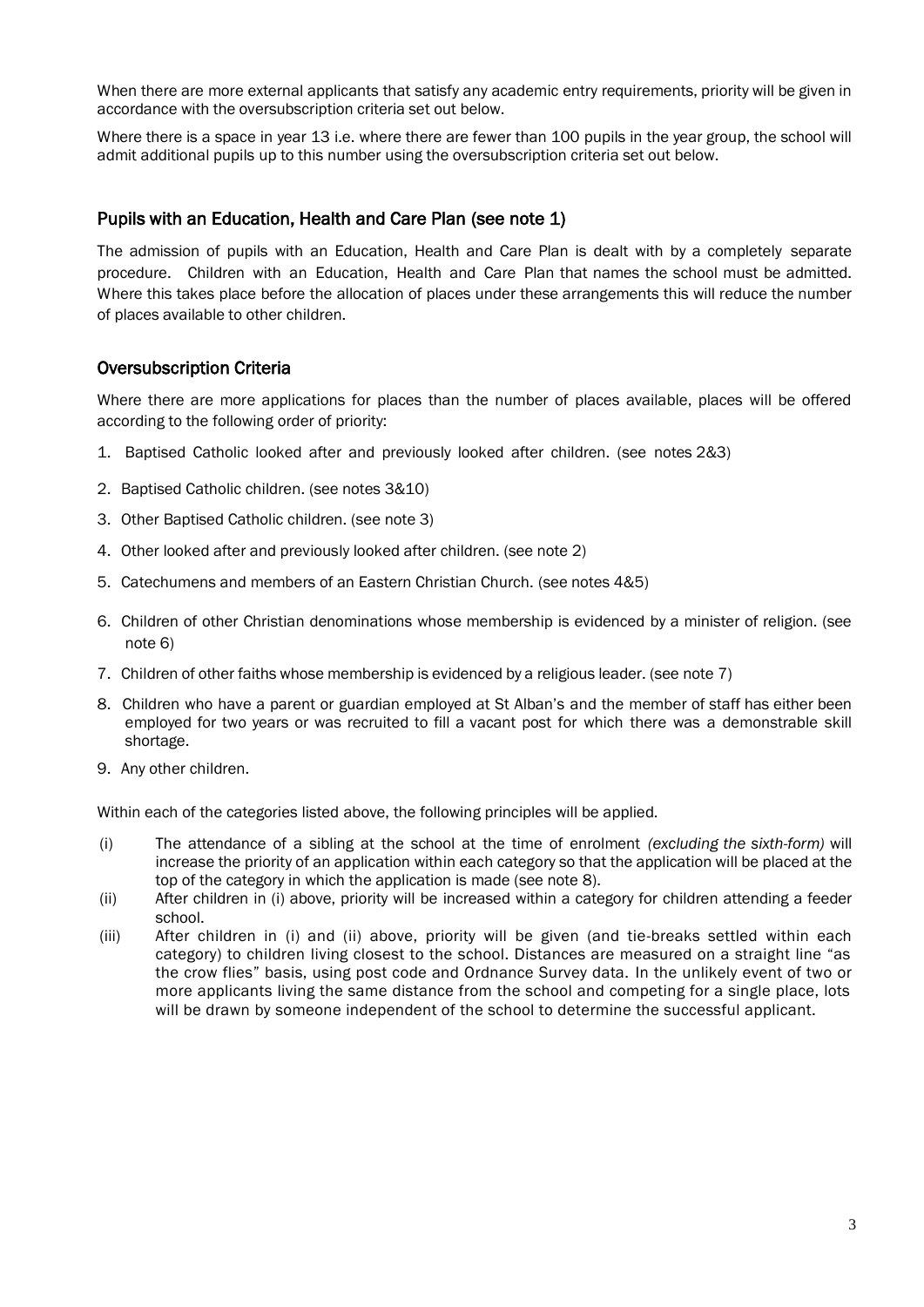When there are more external applicants that satisfy any academic entry requirements, priority will be given in accordance with the oversubscription criteria set out below.

Where there is a space in year 13 i.e. where there are fewer than 100 pupils in the year group, the school will admit additional pupils up to this number using the oversubscription criteria set out below.

## Pupils with an Education, Health and Care Plan (see note 1)

The admission of pupils with an Education, Health and Care Plan is dealt with by a completely separate procedure. Children with an Education, Health and Care Plan that names the school must be admitted. Where this takes place before the allocation of places under these arrangements this will reduce the number of places available to other children.

## Oversubscription Criteria

Where there are more applications for places than the number of places available, places will be offered according to the following order of priority:

1. Baptised Catholic looked after and previously looked after children. (see notes 2&3)
2. Baptised Catholic children. (see notes 3&10)
3. Other Baptised Catholic children. (see note 3)
4. Other looked after and previously looked after children. (see note 2)
5. Catechumens and members of an Eastern Christian Church. (see notes 4&5)
6. Children of other Christian denominations whose membership is evidenced by a minister of religion. (see note 6)
7. Children of other faiths whose membership is evidenced by a religious leader. (see note 7)
8. Children who have a parent or guardian employed at St Alban's and the member of staff has either been employed for two years or was recruited to fill a vacant post for which there was a demonstrable skill shortage.
9. Any other children.

Within each of the categories listed above, the following principles will be applied.

(i) The attendance of a sibling at the school at the time of enrolment *(excluding the sixth-form)* will increase the priority of an application within each category so that the application will be placed at the top of the category in which the application is made (see note 8).

(ii) After children in (i) above, priority will be increased within a category for children attending a feeder school.

(iii) After children in (i) and (ii) above, priority will be given (and tie-breaks settled within each category) to children living closest to the school. Distances are measured on a straight line "as the crow flies" basis, using post code and Ordnance Survey data. In the unlikely event of two or more applicants living the same distance from the school and competing for a single place, lots will be drawn by someone independent of the school to determine the successful applicant.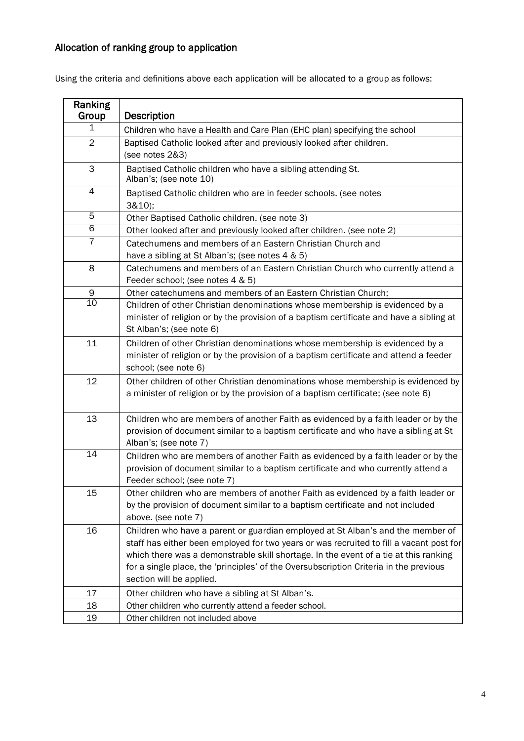## Allocation of ranking group to application

Using the criteria and definitions above each application will be allocated to a group as follows:

| Ranking Group | Description |
|---|---|
| 1 | Children who have a Health and Care Plan (EHC plan) specifying the school |
| 2 | Baptised Catholic looked after and previously looked after children. (see notes 2&3) |
| 3 | Baptised Catholic children who have a sibling attending St. Alban's; (see note 10) |
| 4 | Baptised Catholic children who are in feeder schools. (see notes 3&10); |
| 5 | Other Baptised Catholic children. (see note 3) |
| 6 | Other looked after and previously looked after children. (see note 2) |
| 7 | Catechumens and members of an Eastern Christian Church and have a sibling at St Alban's; (see notes 4 & 5) |
| 8 | Catechumens and members of an Eastern Christian Church who currently attend a Feeder school; (see notes 4 & 5) |
| 9 | Other catechumens and members of an Eastern Christian Church; |
| 10 | Children of other Christian denominations whose membership is evidenced by a minister of religion or by the provision of a baptism certificate and have a sibling at St Alban's; (see note 6) |
| 11 | Children of other Christian denominations whose membership is evidenced by a minister of religion or by the provision of a baptism certificate and attend a feeder school; (see note 6) |
| 12 | Other children of other Christian denominations whose membership is evidenced by a minister of religion or by the provision of a baptism certificate; (see note 6) |
| 13 | Children who are members of another Faith as evidenced by a faith leader or by the provision of document similar to a baptism certificate and who have a sibling at St Alban's; (see note 7) |
| 14 | Children who are members of another Faith as evidenced by a faith leader or by the provision of document similar to a baptism certificate and who currently attend a Feeder school; (see note 7) |
| 15 | Other children who are members of another Faith as evidenced by a faith leader or by the provision of document similar to a baptism certificate and not included above. (see note 7) |
| 16 | Children who have a parent or guardian employed at St Alban's and the member of staff has either been employed for two years or was recruited to fill a vacant post for which there was a demonstrable skill shortage. In the event of a tie at this ranking for a single place, the 'principles' of the Oversubscription Criteria in the previous section will be applied. |
| 17 | Other children who have a sibling at St Alban's. |
| 18 | Other children who currently attend a feeder school. |
| 19 | Other children not included above |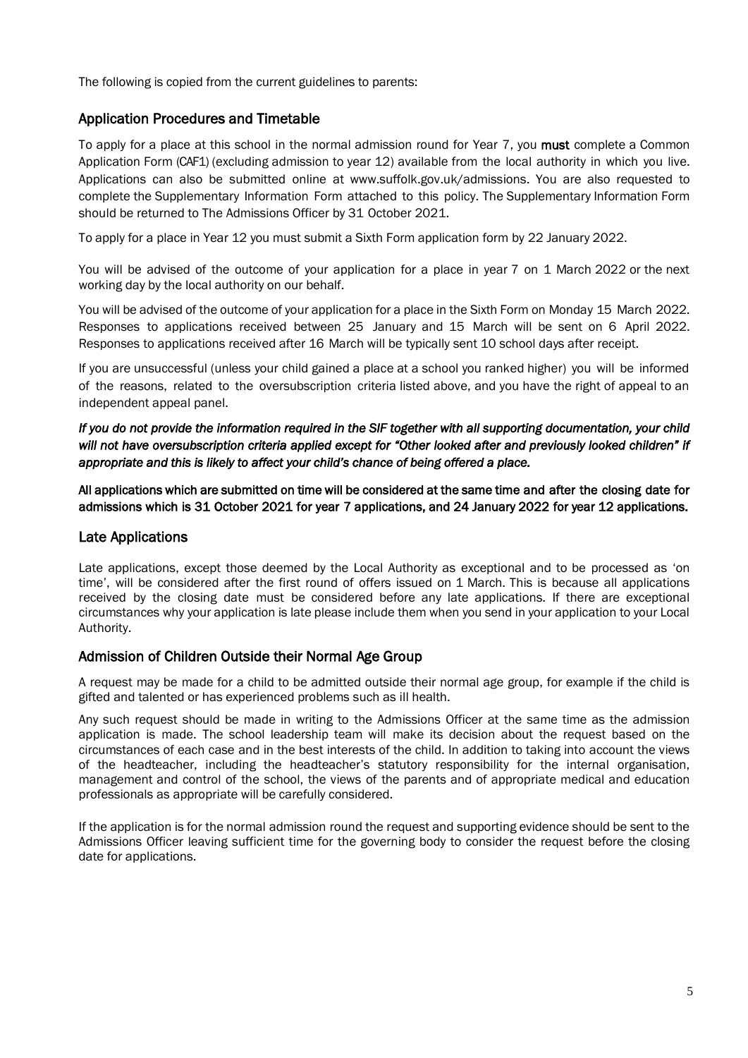The following is copied from the current guidelines to parents:

## Application Procedures and Timetable

To apply for a place at this school in the normal admission round for Year 7, you **must** complete a Common Application Form (CAF1) (excluding admission to year 12) available from the local authority in which you live. Applications can also be submitted online at www.suffolk.gov.uk/admissions. You are also requested to complete the Supplementary Information Form attached to this policy. The Supplementary Information Form should be returned to The Admissions Officer by 31 October 2021.

To apply for a place in Year 12 you must submit a Sixth Form application form by 22 January 2022.

You will be advised of the outcome of your application for a place in year 7 on 1 March 2022 or the next working day by the local authority on our behalf.

You will be advised of the outcome of your application for a place in the Sixth Form on Monday 15 March 2022. Responses to applications received between 25 January and 15 March will be sent on 6 April 2022. Responses to applications received after 16 March will be typically sent 10 school days after receipt.

If you are unsuccessful (unless your child gained a place at a school you ranked higher) you will be informed of the reasons, related to the oversubscription criteria listed above, and you have the right of appeal to an independent appeal panel.

***If you do not provide the information required in the SIF together with all supporting documentation, your child will not have oversubscription criteria applied except for "Other looked after and previously looked children" if appropriate and this is likely to affect your child's chance of being offered a place.***

**All applications which are submitted on time will be considered at the same time and after the closing date for admissions which is 31 October 2021 for year 7 applications, and 24 January 2022 for year 12 applications.**

## Late Applications

Late applications, except those deemed by the Local Authority as exceptional and to be processed as 'on time', will be considered after the first round of offers issued on 1 March. This is because all applications received by the closing date must be considered before any late applications. If there are exceptional circumstances why your application is late please include them when you send in your application to your Local Authority.

## Admission of Children Outside their Normal Age Group

A request may be made for a child to be admitted outside their normal age group, for example if the child is gifted and talented or has experienced problems such as ill health.

Any such request should be made in writing to the Admissions Officer at the same time as the admission application is made. The school leadership team will make its decision about the request based on the circumstances of each case and in the best interests of the child. In addition to taking into account the views of the headteacher, including the headteacher's statutory responsibility for the internal organisation, management and control of the school, the views of the parents and of appropriate medical and education professionals as appropriate will be carefully considered.

If the application is for the normal admission round the request and supporting evidence should be sent to the Admissions Officer leaving sufficient time for the governing body to consider the request before the closing date for applications.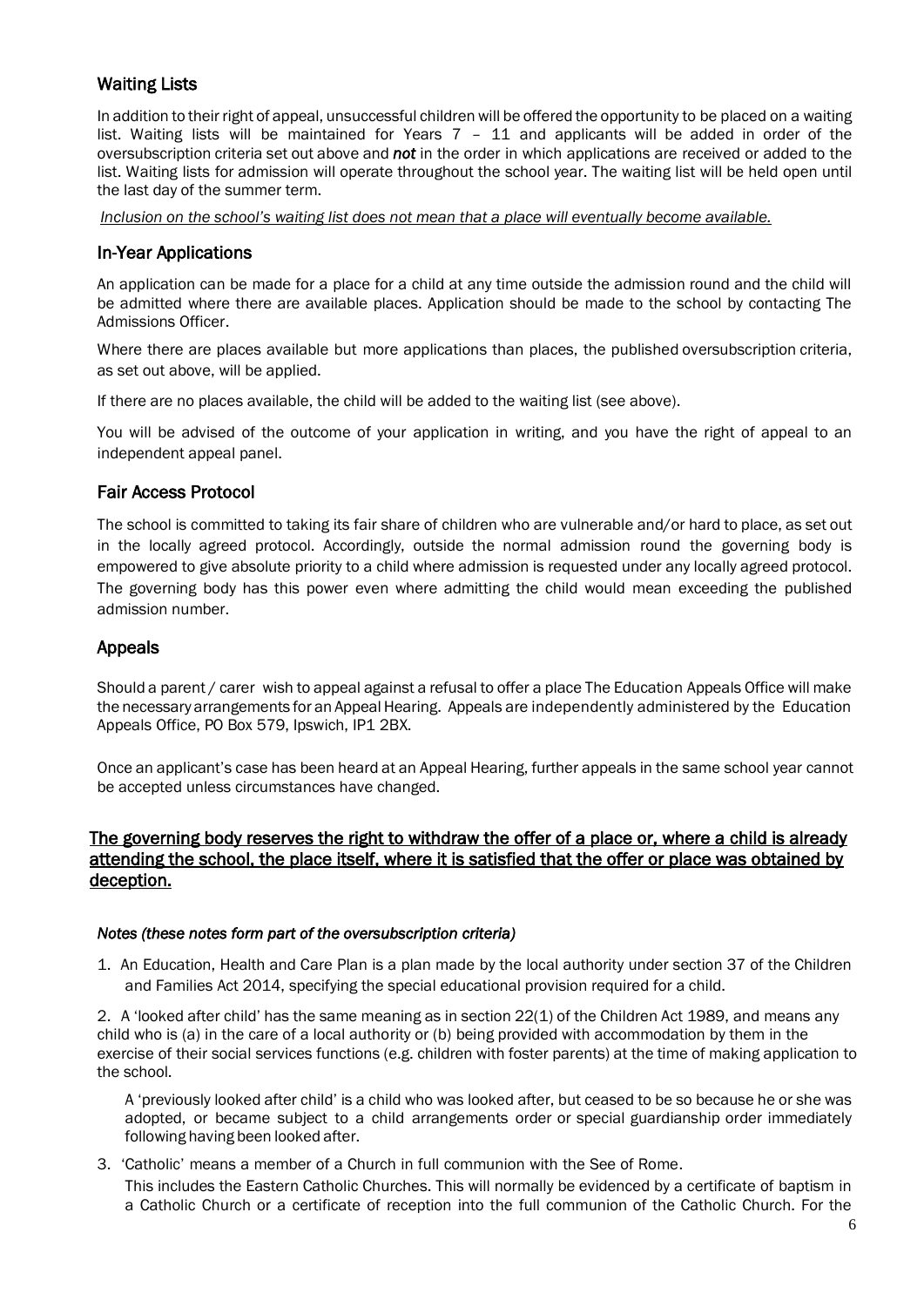## Waiting Lists

In addition to their right of appeal, unsuccessful children will be offered the opportunity to be placed on a waiting list. Waiting lists will be maintained for Years 7 – 11 and applicants will be added in order of the oversubscription criteria set out above and ***not*** in the order in which applications are received or added to the list. Waiting lists for admission will operate throughout the school year. The waiting list will be held open until the last day of the summer term.

*Inclusion on the school's waiting list does not mean that a place will eventually become available.*

## In-Year Applications

An application can be made for a place for a child at any time outside the admission round and the child will be admitted where there are available places. Application should be made to the school by contacting The Admissions Officer.

Where there are places available but more applications than places, the published oversubscription criteria, as set out above, will be applied.

If there are no places available, the child will be added to the waiting list (see above).

You will be advised of the outcome of your application in writing, and you have the right of appeal to an independent appeal panel.

## Fair Access Protocol

The school is committed to taking its fair share of children who are vulnerable and/or hard to place, as set out in the locally agreed protocol. Accordingly, outside the normal admission round the governing body is empowered to give absolute priority to a child where admission is requested under any locally agreed protocol. The governing body has this power even where admitting the child would mean exceeding the published admission number.

## Appeals

Should a parent / carer wish to appeal against a refusal to offer a place The Education Appeals Office will make the necessary arrangements for an Appeal Hearing. Appeals are independently administered by the Education Appeals Office, PO Box 579, Ipswich, IP1 2BX.

Once an applicant's case has been heard at an Appeal Hearing, further appeals in the same school year cannot be accepted unless circumstances have changed.

**The governing body reserves the right to withdraw the offer of a place or, where a child is already attending the school, the place itself, where it is satisfied that the offer or place was obtained by deception.**

### *Notes (these notes form part of the oversubscription criteria)*

1. An Education, Health and Care Plan is a plan made by the local authority under section 37 of the Children and Families Act 2014, specifying the special educational provision required for a child.

2. A 'looked after child' has the same meaning as in section 22(1) of the Children Act 1989, and means any child who is (a) in the care of a local authority or (b) being provided with accommodation by them in the exercise of their social services functions (e.g. children with foster parents) at the time of making application to the school.

   A 'previously looked after child' is a child who was looked after, but ceased to be so because he or she was adopted, or became subject to a child arrangements order or special guardianship order immediately following having been looked after.

3. 'Catholic' means a member of a Church in full communion with the See of Rome.
   This includes the Eastern Catholic Churches. This will normally be evidenced by a certificate of baptism in a Catholic Church or a certificate of reception into the full communion of the Catholic Church. For the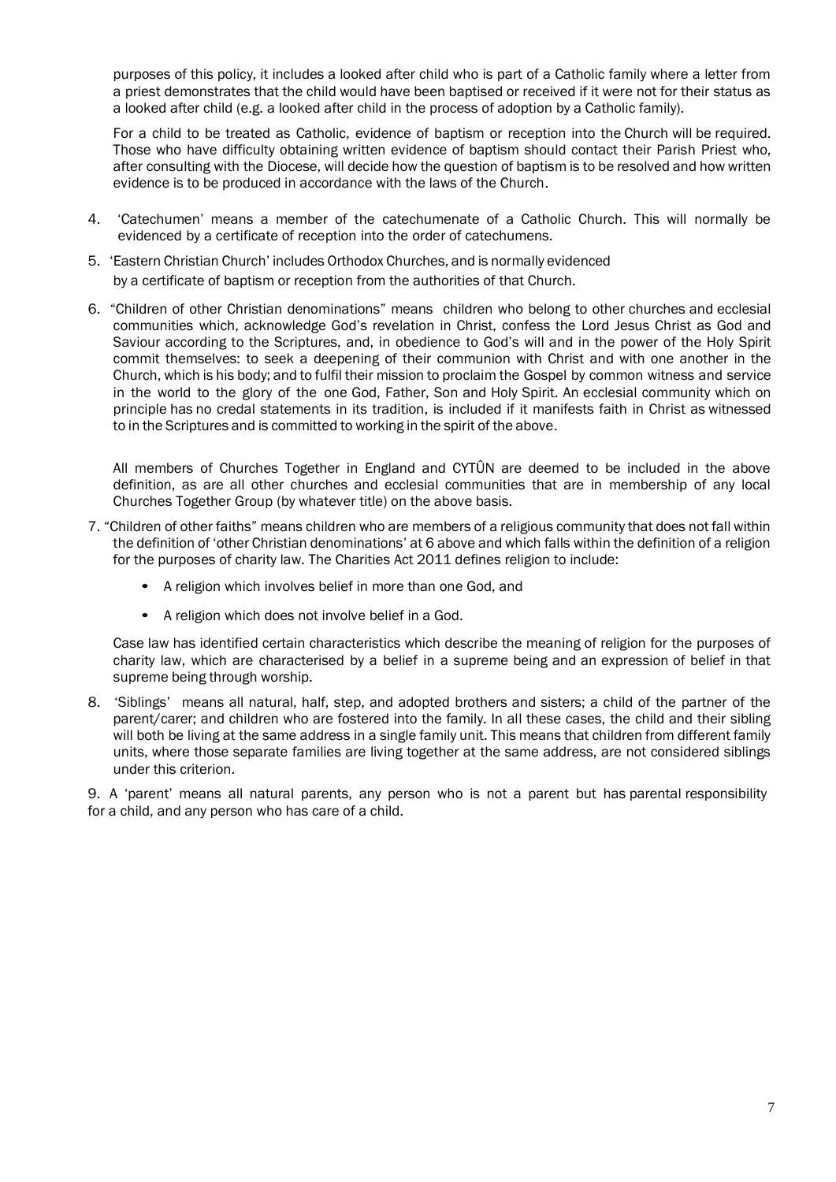purposes of this policy, it includes a looked after child who is part of a Catholic family where a letter from a priest demonstrates that the child would have been baptised or received if it were not for their status as a looked after child (e.g. a looked after child in the process of adoption by a Catholic family).

For a child to be treated as Catholic, evidence of baptism or reception into the Church will be required. Those who have difficulty obtaining written evidence of baptism should contact their Parish Priest who, after consulting with the Diocese, will decide how the question of baptism is to be resolved and how written evidence is to be produced in accordance with the laws of the Church.

4. 'Catechumen' means a member of the catechumenate of a Catholic Church. This will normally be evidenced by a certificate of reception into the order of catechumens.

5. 'Eastern Christian Church' includes Orthodox Churches, and is normally evidenced by a certificate of baptism or reception from the authorities of that Church.

6. "Children of other Christian denominations" means children who belong to other churches and ecclesial communities which, acknowledge God's revelation in Christ, confess the Lord Jesus Christ as God and Saviour according to the Scriptures, and, in obedience to God's will and in the power of the Holy Spirit commit themselves: to seek a deepening of their communion with Christ and with one another in the Church, which is his body; and to fulfil their mission to proclaim the Gospel by common witness and service in the world to the glory of the one God, Father, Son and Holy Spirit. An ecclesial community which on principle has no credal statements in its tradition, is included if it manifests faith in Christ as witnessed to in the Scriptures and is committed to working in the spirit of the above.

   All members of Churches Together in England and CYTÛN are deemed to be included in the above definition, as are all other churches and ecclesial communities that are in membership of any local Churches Together Group (by whatever title) on the above basis.

7. "Children of other faiths" means children who are members of a religious community that does not fall within the definition of 'other Christian denominations' at 6 above and which falls within the definition of a religion for the purposes of charity law. The Charities Act 2011 defines religion to include:

   - A religion which involves belief in more than one God, and
   - A religion which does not involve belief in a God.

   Case law has identified certain characteristics which describe the meaning of religion for the purposes of charity law, which are characterised by a belief in a supreme being and an expression of belief in that supreme being through worship.

8. 'Siblings' means all natural, half, step, and adopted brothers and sisters; a child of the partner of the parent/carer; and children who are fostered into the family. In all these cases, the child and their sibling will both be living at the same address in a single family unit. This means that children from different family units, where those separate families are living together at the same address, are not considered siblings under this criterion.

9. A 'parent' means all natural parents, any person who is not a parent but has parental responsibility for a child, and any person who has care of a child.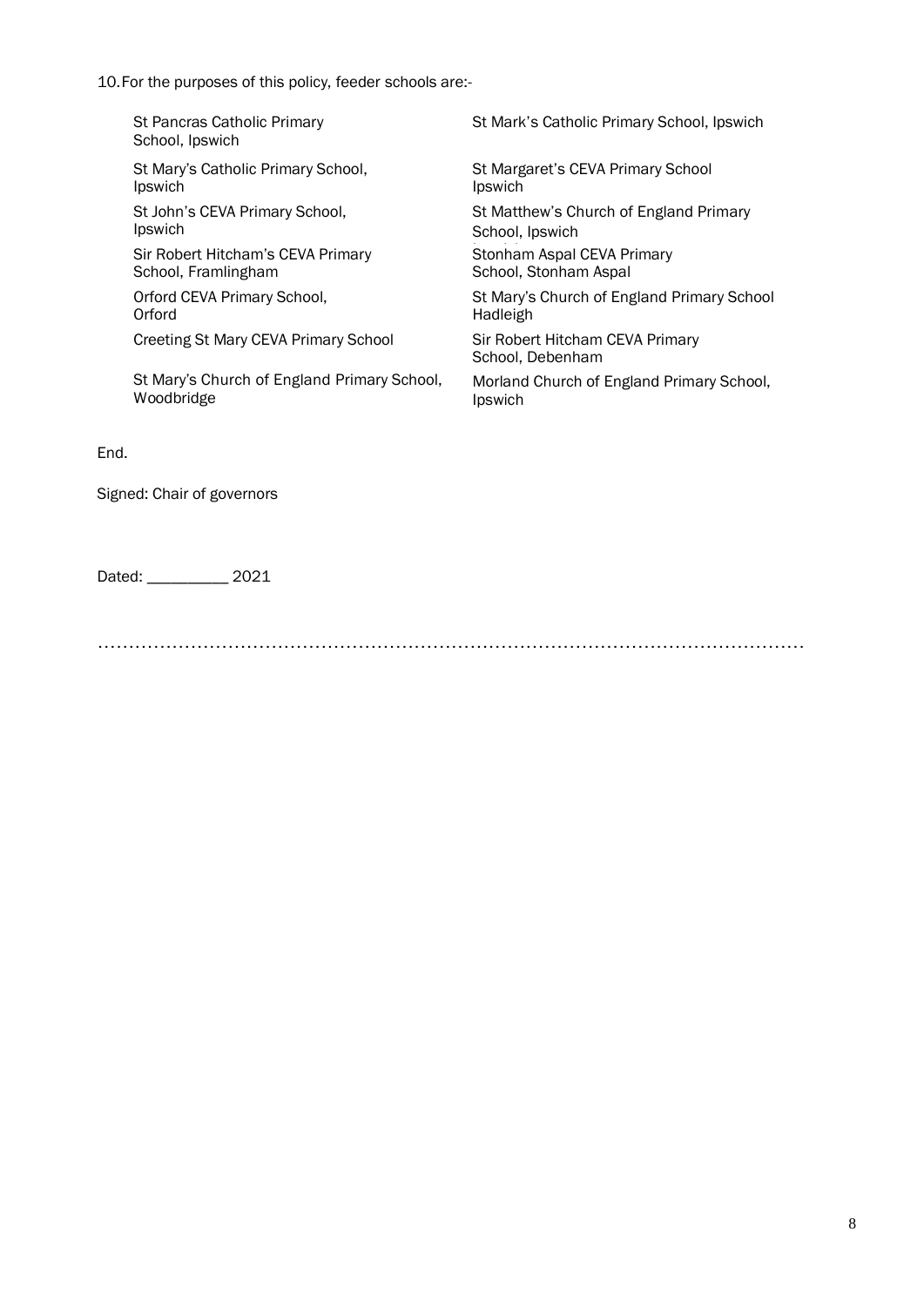10. For the purposes of this policy, feeder schools are:-

- St Pancras Catholic Primary School, Ipswich
- St Mark's Catholic Primary School, Ipswich
- St Mary's Catholic Primary School, Ipswich
- St Margaret's CEVA Primary School Ipswich
- St John's CEVA Primary School, Ipswich
- St Matthew's Church of England Primary School, Ipswich
- Sir Robert Hitcham's CEVA Primary School, Framlingham
- Stonham Aspal CEVA Primary School, Stonham Aspal
- Orford CEVA Primary School, Orford
- St Mary's Church of England Primary School Hadleigh
- Creeting St Mary CEVA Primary School
- Sir Robert Hitcham CEVA Primary School, Debenham
- St Mary's Church of England Primary School, Woodbridge
- Morland Church of England Primary School, Ipswich

End.

Signed: Chair of governors

Dated: __________ 2021

……………………………………………………………………………………………………………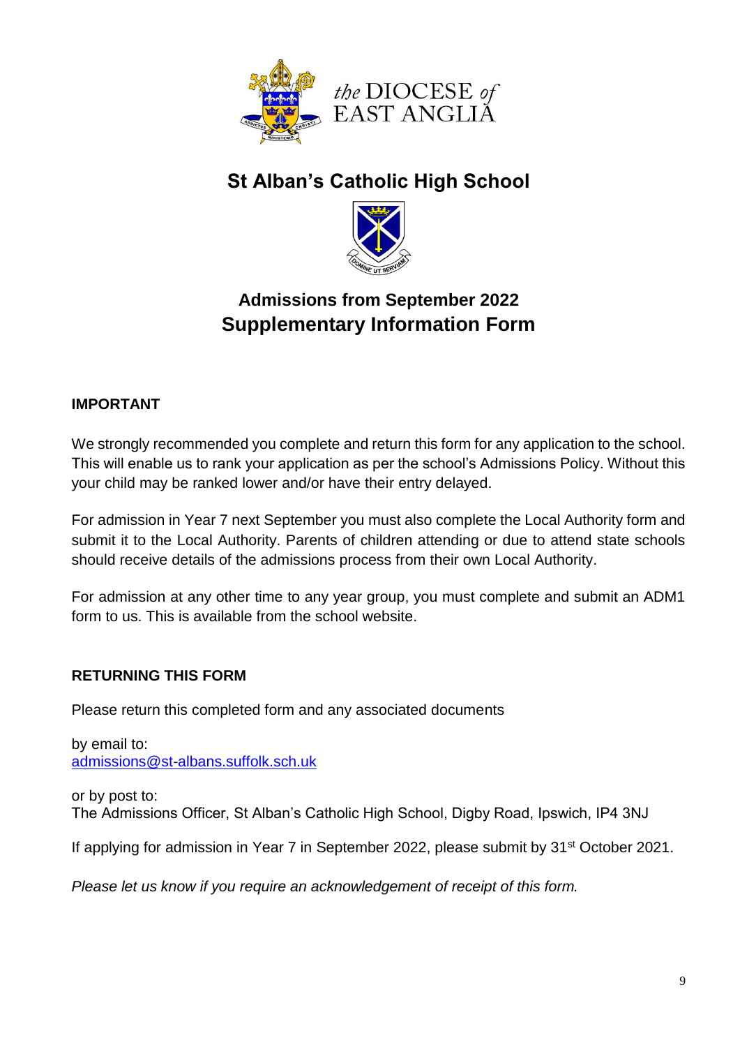the DIOCESE of EAST ANGLIA

# St Alban's Catholic High School

## Admissions from September 2022
## Supplementary Information Form

**IMPORTANT**

We strongly recommended you complete and return this form for any application to the school. This will enable us to rank your application as per the school's Admissions Policy. Without this your child may be ranked lower and/or have their entry delayed.

For admission in Year 7 next September you must also complete the Local Authority form and submit it to the Local Authority. Parents of children attending or due to attend state schools should receive details of the admissions process from their own Local Authority.

For admission at any other time to any year group, you must complete and submit an ADM1 form to us. This is available from the school website.

**RETURNING THIS FORM**

Please return this completed form and any associated documents

by email to:
[admissions@st-albans.suffolk.sch.uk](mailto:admissions@st-albans.suffolk.sch.uk)

or by post to:
The Admissions Officer, St Alban's Catholic High School, Digby Road, Ipswich, IP4 3NJ

If applying for admission in Year 7 in September 2022, please submit by 31st October 2021.

*Please let us know if you require an acknowledgement of receipt of this form.*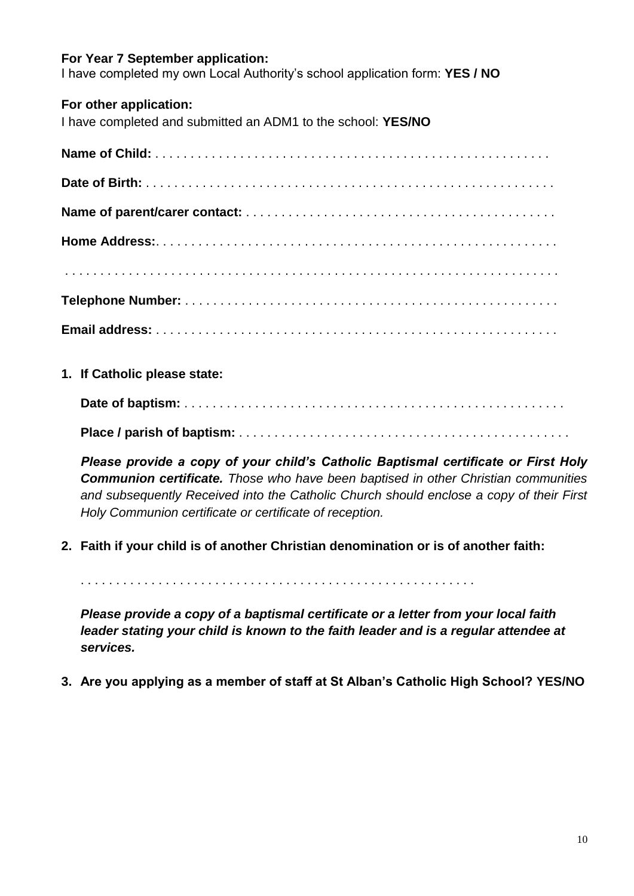**For Year 7 September application:**
I have completed my own Local Authority's school application form: **YES / NO**

**For other application:**
I have completed and submitted an ADM1 to the school: **YES/NO**

**Name of Child:** . . . . . . . . . . . . . . . . . . . . . . . . . . . . . . . . . . . . . . . . . . . . . . . . . . . . . .

**Date of Birth:** . . . . . . . . . . . . . . . . . . . . . . . . . . . . . . . . . . . . . . . . . . . . . . . . . . . . . . . . .

**Name of parent/carer contact:** . . . . . . . . . . . . . . . . . . . . . . . . . . . . . . . . . . . . . . . . . . . .

**Home Address:**. . . . . . . . . . . . . . . . . . . . . . . . . . . . . . . . . . . . . . . . . . . . . . . . . . . . . . . .

. . . . . . . . . . . . . . . . . . . . . . . . . . . . . . . . . . . . . . . . . . . . . . . . . . . . . . . . . . . . . . . . . . .

**Telephone Number:** . . . . . . . . . . . . . . . . . . . . . . . . . . . . . . . . . . . . . . . . . . . . . . . . . . . .

**Email address:** . . . . . . . . . . . . . . . . . . . . . . . . . . . . . . . . . . . . . . . . . . . . . . . . . . . . . . . .

1. **If Catholic please state:**

   **Date of baptism:** . . . . . . . . . . . . . . . . . . . . . . . . . . . . . . . . . . . . . . . . . . . . . . . . . . . . . .

   **Place / parish of baptism:** . . . . . . . . . . . . . . . . . . . . . . . . . . . . . . . . . . . . . . . . . . . . . . .

   ***Please provide a copy of your child's Catholic Baptismal certificate or First Holy Communion certificate.*** *Those who have been baptised in other Christian communities and subsequently Received into the Catholic Church should enclose a copy of their First Holy Communion certificate or certificate of reception.*

2. **Faith if your child is of another Christian denomination or is of another faith:**

   . . . . . . . . . . . . . . . . . . . . . . . . . . . . . . . . . . . . . . . . . . . . . . . . . . . . .

   ***Please provide a copy of a baptismal certificate or a letter from your local faith leader stating your child is known to the faith leader and is a regular attendee at services.***

3. **Are you applying as a member of staff at St Alban's Catholic High School? YES/NO**